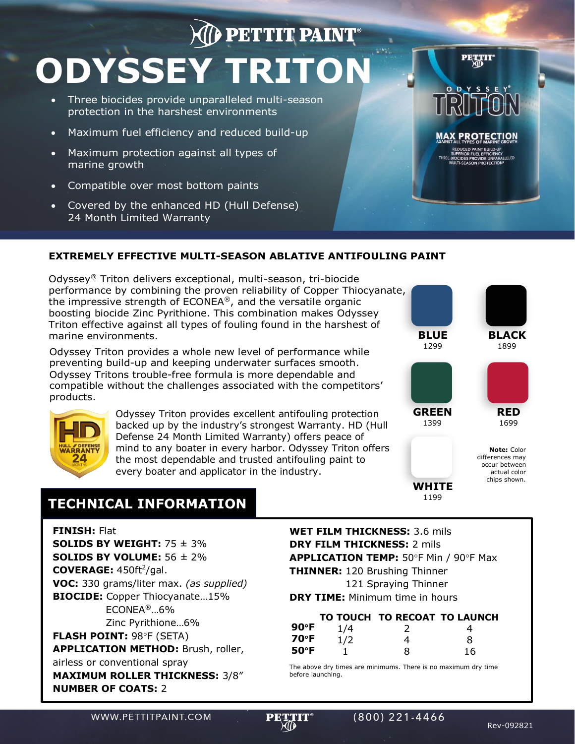# PETTIT PAINT

# ODYSSEY TRITON

- Three biocides provide unparalleled multi-season protection in the harshest environments
- Maximum fuel efficiency and reduced build-up
- Maximum protection against all types of marine growth
- Compatible over most bottom paints
- Covered by the enhanced HD (Hull Defense) 24 Month Limited Warranty

## EXTREMELY EFFECTIVE MULTI-SEASON ABLATIVE ANTIFOULING PAINT

Odyssey® Triton delivers exceptional, multi-season, tri-biocide performance by combining the proven reliability of Copper Thiocyanate, the impressive strength of ECONEA®, and the versatile organic boosting biocide Zinc Pyrithione. This combination makes Odyssey Triton effective against all types of fouling found in the harshest of marine environments.

Odyssey Triton provides a whole new level of performance while preventing build-up and keeping underwater surfaces smooth. Odyssey Tritons trouble-free formula is more dependable and compatible without the challenges associated with the competitors' products.

Odyssey Triton provides excellent antifouling protection backed up by the industry's strongest Warranty. HD (Hull Defense 24 Month Limited Warranty) offers peace of mind to any boater in every harbor. Odyssey Triton offers the most dependable and trusted antifouling paint to every boater and applicator in the industry.

**BLUE** 1299

**BLACK** 1899

**GREEN** 1399

**RED** 1699

**WHITE** 1199

**Note:** Color differences may occur between actual color chips shown.

## TECHNICAL INFORMATION

**FINISH:** Flat
**SOLIDS BY WEIGHT:** 75 ± 3%
**SOLIDS BY VOLUME:** 56 ± 2%
**COVERAGE:** 450ft²/gal.
**VOC:** 330 grams/liter max. *(as supplied)*
**BIOCIDE:** Copper Thiocyanate…15%
ECONEA®…6%
Zinc Pyrithione…6%
**FLASH POINT:** 98°F (SETA)
**APPLICATION METHOD:** Brush, roller, airless or conventional spray
**MAXIMUM ROLLER THICKNESS:** 3/8"
**NUMBER OF COATS:** 2

**WET FILM THICKNESS:** 3.6 mils
**DRY FILM THICKNESS:** 2 mils
**APPLICATION TEMP:** 50°F Min / 90°F Max
**THINNER:** 120 Brushing Thinner
121 Spraying Thinner
**DRY TIME:** Minimum time in hours

| | TO TOUCH | TO RECOAT | TO LAUNCH |
|---|---|---|---|
| **90°F** | 1/4 | 2 | 4 |
| **70°F** | 1/2 | 4 | 8 |
| **50°F** | 1 | 8 | 16 |

The above dry times are minimums. There is no maximum dry time before launching.

WWW.PETTITPAINT.COM (800) 221-4466

Rev-092821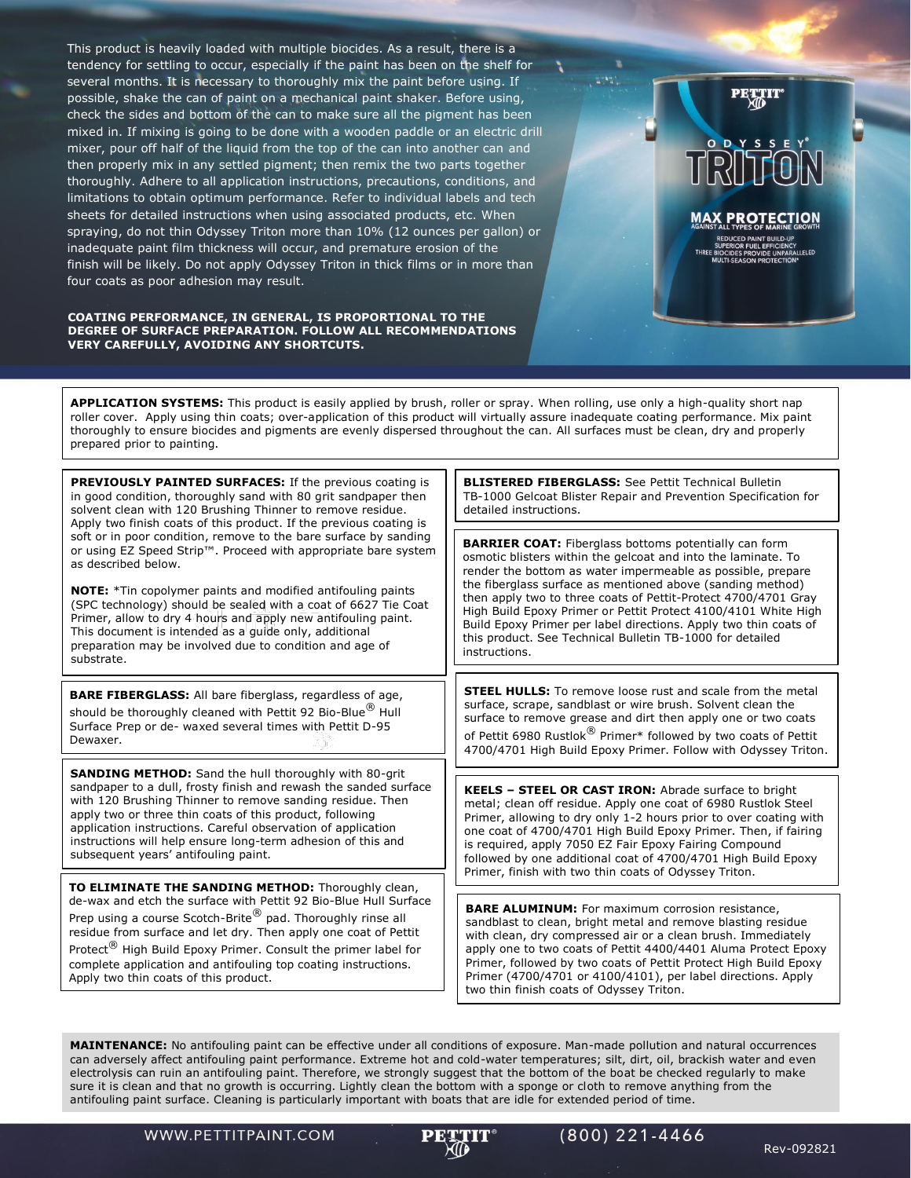This product is heavily loaded with multiple biocides. As a result, there is a tendency for settling to occur, especially if the paint has been on the shelf for several months. It is necessary to thoroughly mix the paint before using. If possible, shake the can of paint on a mechanical paint shaker. Before using, check the sides and bottom of the can to make sure all the pigment has been mixed in. If mixing is going to be done with a wooden paddle or an electric drill mixer, pour off half of the liquid from the top of the can into another can and then properly mix in any settled pigment; then remix the two parts together thoroughly. Adhere to all application instructions, precautions, conditions, and limitations to obtain optimum performance. Refer to individual labels and tech sheets for detailed instructions when using associated products, etc. When spraying, do not thin Odyssey Triton more than 10% (12 ounces per gallon) or inadequate paint film thickness will occur, and premature erosion of the finish will be likely. Do not apply Odyssey Triton in thick films or in more than four coats as poor adhesion may result.

**COATING PERFORMANCE, IN GENERAL, IS PROPORTIONAL TO THE DEGREE OF SURFACE PREPARATION. FOLLOW ALL RECOMMENDATIONS VERY CAREFULLY, AVOIDING ANY SHORTCUTS.**

**APPLICATION SYSTEMS:** This product is easily applied by brush, roller or spray. When rolling, use only a high-quality short nap roller cover. Apply using thin coats; over-application of this product will virtually assure inadequate coating performance. Mix paint thoroughly to ensure biocides and pigments are evenly dispersed throughout the can. All surfaces must be clean, dry and properly prepared prior to painting.

**PREVIOUSLY PAINTED SURFACES:** If the previous coating is in good condition, thoroughly sand with 80 grit sandpaper then solvent clean with 120 Brushing Thinner to remove residue. Apply two finish coats of this product. If the previous coating is soft or in poor condition, remove to the bare surface by sanding or using EZ Speed Strip™. Proceed with appropriate bare system as described below.

**NOTE:** *Tin copolymer paints and modified antifouling paints (SPC technology) should be sealed with a coat of 6627 Tie Coat Primer, allow to dry 4 hours and apply new antifouling paint. This document is intended as a guide only, additional preparation may be involved due to condition and age of substrate.

**BARE FIBERGLASS:** All bare fiberglass, regardless of age, should be thoroughly cleaned with Pettit 92 Bio-Blue® Hull Surface Prep or de- waxed several times with Pettit D-95 Dewaxer.

**SANDING METHOD:** Sand the hull thoroughly with 80-grit sandpaper to a dull, frosty finish and rewash the sanded surface with 120 Brushing Thinner to remove sanding residue. Then apply two or three thin coats of this product, following application instructions. Careful observation of application instructions will help ensure long-term adhesion of this and subsequent years' antifouling paint.

**TO ELIMINATE THE SANDING METHOD:** Thoroughly clean, de-wax and etch the surface with Pettit 92 Bio-Blue Hull Surface Prep using a course Scotch-Brite® pad. Thoroughly rinse all residue from surface and let dry. Then apply one coat of Pettit Protect® High Build Epoxy Primer. Consult the primer label for complete application and antifouling top coating instructions. Apply two thin coats of this product.

**BLISTERED FIBERGLASS:** See Pettit Technical Bulletin TB-1000 Gelcoat Blister Repair and Prevention Specification for detailed instructions.

**BARRIER COAT:** Fiberglass bottoms potentially can form osmotic blisters within the gelcoat and into the laminate. To render the bottom as water impermeable as possible, prepare the fiberglass surface as mentioned above (sanding method) then apply two to three coats of Pettit-Protect 4700/4701 Gray High Build Epoxy Primer or Pettit Protect 4100/4101 White High Build Epoxy Primer per label directions. Apply two thin coats of this product. See Technical Bulletin TB-1000 for detailed instructions.

**STEEL HULLS:** To remove loose rust and scale from the metal surface, scrape, sandblast or wire brush. Solvent clean the surface to remove grease and dirt then apply one or two coats of Pettit 6980 Rustlok® Primer* followed by two coats of Pettit 4700/4701 High Build Epoxy Primer. Follow with Odyssey Triton.

**KEELS – STEEL OR CAST IRON:** Abrade surface to bright metal; clean off residue. Apply one coat of 6980 Rustlok Steel Primer, allowing to dry only 1-2 hours prior to over coating with one coat of 4700/4701 High Build Epoxy Primer. Then, if fairing is required, apply 7050 EZ Fair Epoxy Fairing Compound followed by one additional coat of 4700/4701 High Build Epoxy Primer, finish with two thin coats of Odyssey Triton.

**BARE ALUMINUM:** For maximum corrosion resistance, sandblast to clean, bright metal and remove blasting residue with clean, dry compressed air or a clean brush. Immediately apply one to two coats of Pettit 4400/4401 Aluma Protect Epoxy Primer, followed by two coats of Pettit Protect High Build Epoxy Primer (4700/4701 or 4100/4101), per label directions. Apply two thin finish coats of Odyssey Triton.

**MAINTENANCE:** No antifouling paint can be effective under all conditions of exposure. Man-made pollution and natural occurrences can adversely affect antifouling paint performance. Extreme hot and cold-water temperatures; silt, dirt, oil, brackish water and even electrolysis can ruin an antifouling paint. Therefore, we strongly suggest that the bottom of the boat be checked regularly to make sure it is clean and that no growth is occurring. Lightly clean the bottom with a sponge or cloth to remove anything from the antifouling paint surface. Cleaning is particularly important with boats that are idle for extended period of time.

WWW.PETTITPAINT.COM (800) 221-4466 Rev-092821